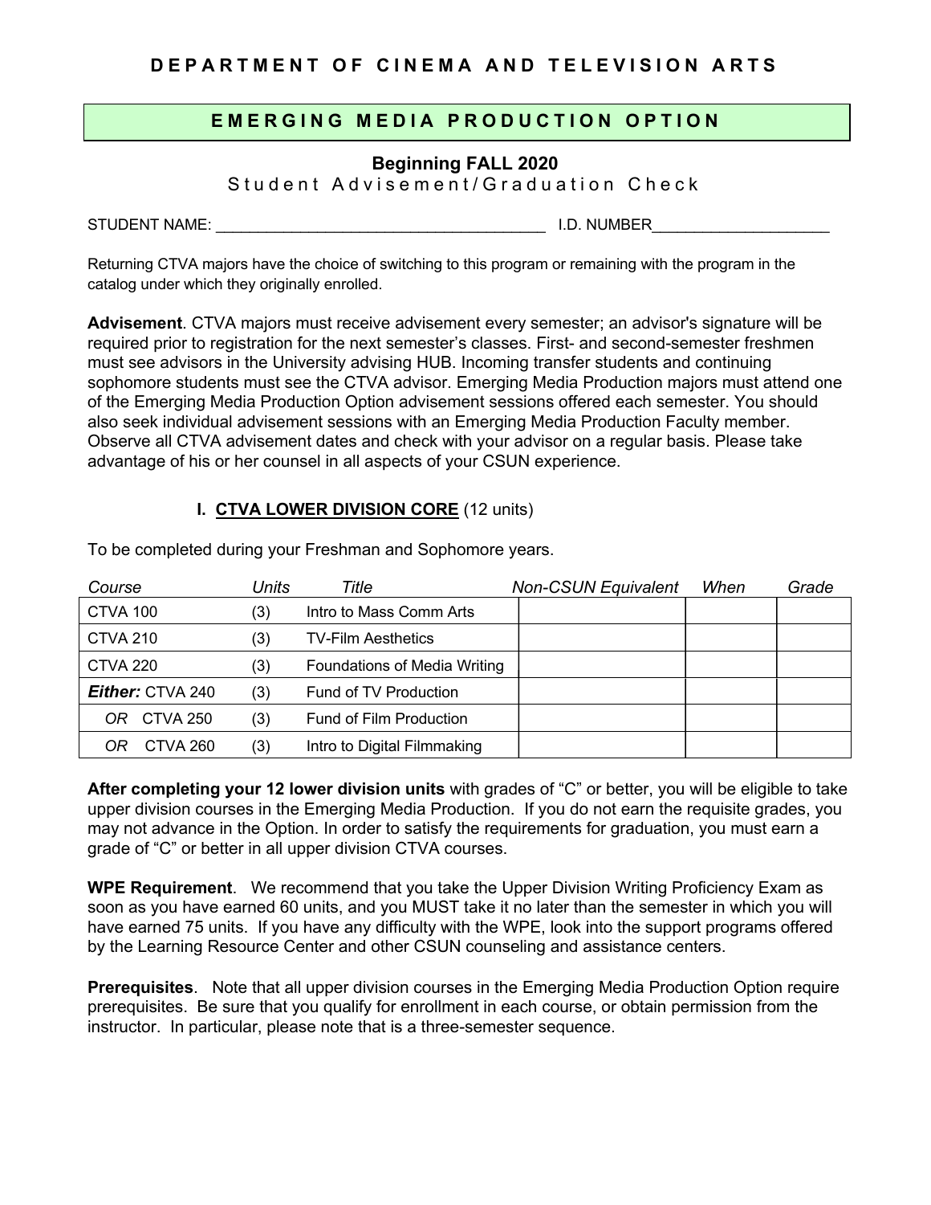# DEPARTMENT OF CINEMA AND TELEVISION ARTS

## EMERGING MEDIA PRODUCTION OPTION

### Beginning FALL 2020

Student Advisement/Graduation Check

STUDENT NAME: ______________________________________ I.D. NUMBER____________________

Returning CTVA majors have the choice of switching to this program or remaining with the program in the catalog under which they originally enrolled.

**Advisement**. CTVA majors must receive advisement every semester; an advisor's signature will be required prior to registration for the next semester's classes. First- and second-semester freshmen must see advisors in the University advising HUB. Incoming transfer students and continuing sophomore students must see the CTVA advisor. Emerging Media Production majors must attend one of the Emerging Media Production Option advisement sessions offered each semester. You should also seek individual advisement sessions with an Emerging Media Production Faculty member. Observe all CTVA advisement dates and check with your advisor on a regular basis. Please take advantage of his or her counsel in all aspects of your CSUN experience.

### I. CTVA LOWER DIVISION CORE (12 units)

To be completed during your Freshman and Sophomore years.

| *Course* | *Units* | *Title* | *Non-CSUN Equivalent* | *When* | *Grade* |
|---|---|---|---|---|---|
| CTVA 100 | (3) | Intro to Mass Comm Arts | | | |
| CTVA 210 | (3) | TV-Film Aesthetics | | | |
| CTVA 220 | (3) | Foundations of Media Writing | | | |
| ***Either:*** CTVA 240 | (3) | Fund of TV Production | | | |
| *OR* CTVA 250 | (3) | Fund of Film Production | | | |
| *OR* CTVA 260 | (3) | Intro to Digital Filmmaking | | | |

**After completing your 12 lower division units** with grades of "C" or better, you will be eligible to take upper division courses in the Emerging Media Production. If you do not earn the requisite grades, you may not advance in the Option. In order to satisfy the requirements for graduation, you must earn a grade of "C" or better in all upper division CTVA courses.

**WPE Requirement**. We recommend that you take the Upper Division Writing Proficiency Exam as soon as you have earned 60 units, and you MUST take it no later than the semester in which you will have earned 75 units. If you have any difficulty with the WPE, look into the support programs offered by the Learning Resource Center and other CSUN counseling and assistance centers.

**Prerequisites**. Note that all upper division courses in the Emerging Media Production Option require prerequisites. Be sure that you qualify for enrollment in each course, or obtain permission from the instructor. In particular, please note that is a three-semester sequence.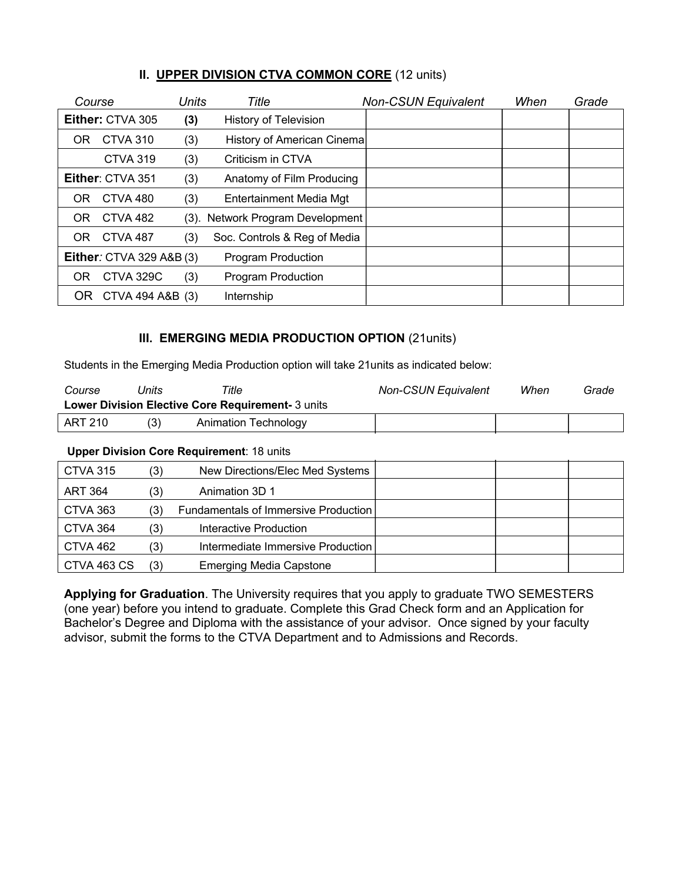## II. <u>UPPER DIVISION CTVA COMMON CORE</u> (12 units)

| *Course* | *Units* | *Title* | *Non-CSUN Equivalent* | *When* | *Grade* |
|---|---|---|---|---|---|
| **Either:** CTVA 305 | **(3)** | History of Television | | | |
| OR CTVA 310 | (3) | History of American Cinema | | | |
| CTVA 319 | (3) | Criticism in CTVA | | | |
| **Either**: CTVA 351 | (3) | Anatomy of Film Producing | | | |
| OR CTVA 480 | (3) | Entertainment Media Mgt | | | |
| OR CTVA 482 | (3). | Network Program Development | | | |
| OR CTVA 487 | (3) | Soc. Controls & Reg of Media | | | |
| **Either**: CTVA 329 A&B | (3) | Program Production | | | |
| OR CTVA 329C | (3) | Program Production | | | |
| OR CTVA 494 A&B | (3) | Internship | | | |

## III. EMERGING MEDIA PRODUCTION OPTION (21units)

Students in the Emerging Media Production option will take 21units as indicated below:

**Lower Division Elective Core Requirement-** 3 units

| *Course* | *Units* | *Title* | *Non-CSUN Equivalent* | *When* | *Grade* |
|---|---|---|---|---|---|
| ART 210 | (3) | Animation Technology | | | |

**Upper Division Core Requirement**: 18 units

| *Course* | *Units* | *Title* | *Non-CSUN Equivalent* | *When* | *Grade* |
|---|---|---|---|---|---|
| CTVA 315 | (3) | New Directions/Elec Med Systems | | | |
| ART 364 | (3) | Animation 3D 1 | | | |
| CTVA 363 | (3) | Fundamentals of Immersive Production | | | |
| CTVA 364 | (3) | Interactive Production | | | |
| CTVA 462 | (3) | Intermediate Immersive Production | | | |
| CTVA 463 CS | (3) | Emerging Media Capstone | | | |

**Applying for Graduation**. The University requires that you apply to graduate TWO SEMESTERS (one year) before you intend to graduate. Complete this Grad Check form and an Application for Bachelor's Degree and Diploma with the assistance of your advisor. Once signed by your faculty advisor, submit the forms to the CTVA Department and to Admissions and Records.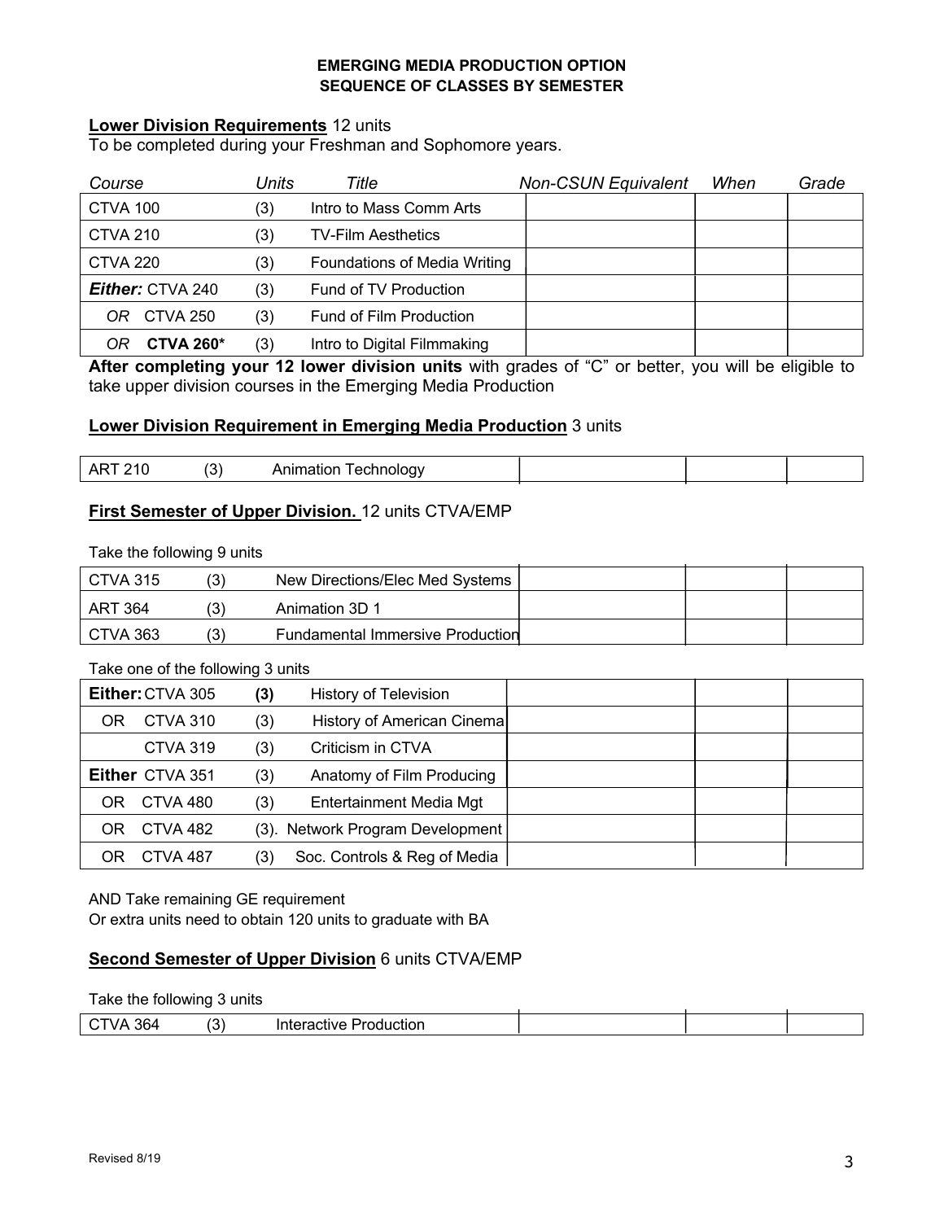# EMERGING MEDIA PRODUCTION OPTION
## SEQUENCE OF CLASSES BY SEMESTER

**Lower Division Requirements** 12 units
To be completed during your Freshman and Sophomore years.

| *Course* | *Units* | *Title* | *Non-CSUN Equivalent* | *When* | *Grade* |
|---|---|---|---|---|---|
| CTVA 100 | (3) | Intro to Mass Comm Arts | | | |
| CTVA 210 | (3) | TV-Film Aesthetics | | | |
| CTVA 220 | (3) | Foundations of Media Writing | | | |
| ***Either:*** CTVA 240 | (3) | Fund of TV Production | | | |
| *OR* CTVA 250 | (3) | Fund of Film Production | | | |
| *OR* **CTVA 260*** | (3) | Intro to Digital Filmmaking | | | |

**After completing your 12 lower division units** with grades of "C" or better, you will be eligible to take upper division courses in the Emerging Media Production

**Lower Division Requirement in Emerging Media Production** 3 units

| Course | Units | Title | Non-CSUN Equivalent | When | Grade |
|---|---|---|---|---|---|
| ART 210 | (3) | Animation Technology | | | |

**First Semester of Upper Division.** 12 units CTVA/EMP

Take the following 9 units

| Course | Units | Title | Non-CSUN Equivalent | When | Grade |
|---|---|---|---|---|---|
| CTVA 315 | (3) | New Directions/Elec Med Systems | | | |
| ART 364 | (3) | Animation 3D 1 | | | |
| CTVA 363 | (3) | Fundamental Immersive Production | | | |

Take one of the following 3 units

| Course | Units | Title | Non-CSUN Equivalent | When | Grade |
|---|---|---|---|---|---|
| **Either:** CTVA 305 | **(3)** | History of Television | | | |
| OR CTVA 310 | (3) | History of American Cinema | | | |
| CTVA 319 | (3) | Criticism in CTVA | | | |
| **Either** CTVA 351 | (3) | Anatomy of Film Producing | | | |
| OR CTVA 480 | (3) | Entertainment Media Mgt | | | |
| OR CTVA 482 | (3). | Network Program Development | | | |
| OR CTVA 487 | (3) | Soc. Controls & Reg of Media | | | |

AND Take remaining GE requirement
Or extra units need to obtain 120 units to graduate with BA

**Second Semester of Upper Division** 6 units CTVA/EMP

Take the following 3 units

| Course | Units | Title | Non-CSUN Equivalent | When | Grade |
|---|---|---|---|---|---|
| CTVA 364 | (3) | Interactive Production | | | |

Revised 8/19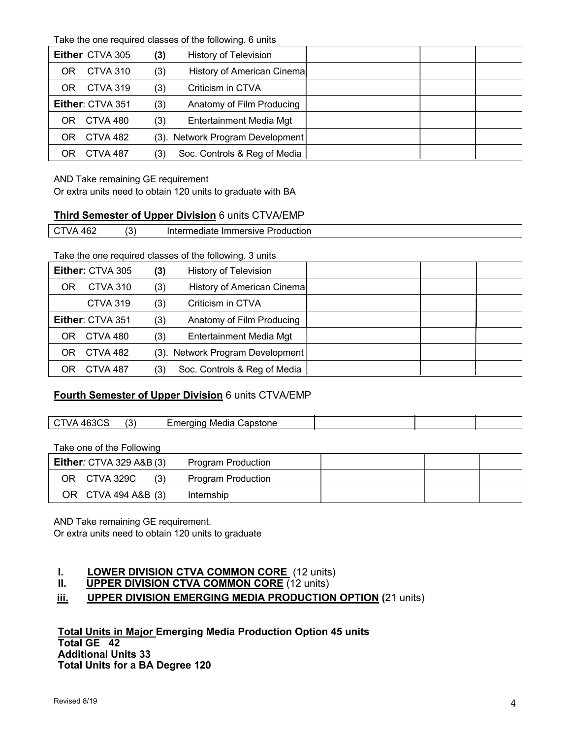Take the one required classes of the following. 6 units

| | | | | | |
|---|---|---|---|---|---|
| **Either** CTVA 305 | **(3)** | History of Television | | | |
| OR CTVA 310 | (3) | History of American Cinema | | | |
| OR CTVA 319 | (3) | Criticism in CTVA | | | |
| **Either**: CTVA 351 | (3) | Anatomy of Film Producing | | | |
| OR CTVA 480 | (3) | Entertainment Media Mgt | | | |
| OR CTVA 482 | (3). | Network Program Development | | | |
| OR CTVA 487 | (3) | Soc. Controls & Reg of Media | | | |

AND Take remaining GE requirement
Or extra units need to obtain 120 units to graduate with BA

**<u>Third Semester of Upper Division</u>** 6 units CTVA/EMP

| | | |
|---|---|---|
| CTVA 462 | (3) | Intermediate Immersive Production |

Take the one required classes of the following. 3 units

| | | | | | |
|---|---|---|---|---|---|
| **Either:** CTVA 305 | **(3)** | History of Television | | | |
| OR CTVA 310 | (3) | History of American Cinema | | | |
| CTVA 319 | (3) | Criticism in CTVA | | | |
| **Either**: CTVA 351 | (3) | Anatomy of Film Producing | | | |
| OR CTVA 480 | (3) | Entertainment Media Mgt | | | |
| OR CTVA 482 | (3). | Network Program Development | | | |
| OR CTVA 487 | (3) | Soc. Controls & Reg of Media | | | |

**<u>Fourth Semester of Upper Division</u>** 6 units CTVA/EMP

| | | | | | |
|---|---|---|---|---|---|
| CTVA 463CS | (3) | Emerging Media Capstone | | | |

Take one of the Following

| | | | | |
|---|---|---|---|---|
| **Either**: CTVA 329 A&B (3) | Program Production | | | |
| OR CTVA 329C (3) | Program Production | | | |
| OR CTVA 494 A&B (3) | Internship | | | |

AND Take remaining GE requirement.
Or extra units need to obtain 120 units to graduate

I. **<u>LOWER DIVISION CTVA COMMON CORE</u>** (12 units)
II. **<u>UPPER DIVISION CTVA COMMON CORE</u>** (12 units)
iii. **<u>UPPER DIVISION EMERGING MEDIA PRODUCTION OPTION</u> (**21 units)

**<u>Total Units in Major</u> Emerging Media Production Option 45 units**
**Total GE 42**
**Additional Units 33**
**Total Units for a BA Degree 120**

Revised 8/19